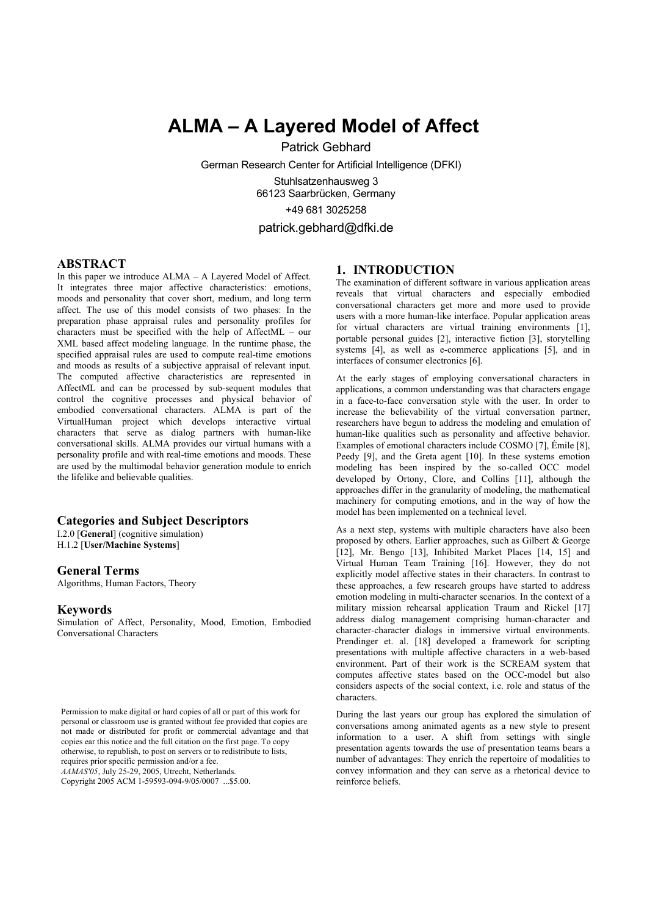# ALMA – A Layered Model of Affect

Patrick Gebhard

German Research Center for Artificial Intelligence (DFKI)

Stuhlsatzenhausweg 3
66123 Saarbrücken, Germany

+49 681 3025258

patrick.gebhard@dfki.de

## ABSTRACT

In this paper we introduce ALMA – A Layered Model of Affect. It integrates three major affective characteristics: emotions, moods and personality that cover short, medium, and long term affect. The use of this model consists of two phases: In the preparation phase appraisal rules and personality profiles for characters must be specified with the help of AffectML – our XML based affect modeling language. In the runtime phase, the specified appraisal rules are used to compute real-time emotions and moods as results of a subjective appraisal of relevant input. The computed affective characteristics are represented in AffectML and can be processed by sub-sequent modules that control the cognitive processes and physical behavior of embodied conversational characters. ALMA is part of the VirtualHuman project which develops interactive virtual characters that serve as dialog partners with human-like conversational skills. ALMA provides our virtual humans with a personality profile and with real-time emotions and moods. These are used by the multimodal behavior generation module to enrich the lifelike and believable qualities.

### Categories and Subject Descriptors

I.2.0 [**General**] (cognitive simulation)
H.1.2 [**User/Machine Systems**]

### General Terms

Algorithms, Human Factors, Theory

### Keywords

Simulation of Affect, Personality, Mood, Emotion, Embodied Conversational Characters

Permission to make digital or hard copies of all or part of this work for personal or classroom use is granted without fee provided that copies are not made or distributed for profit or commercial advantage and that copies ear this notice and the full citation on the first page. To copy otherwise, to republish, to post on servers or to redistribute to lists, requires prior specific permission and/or a fee.
*AAMAS'05*, July 25-29, 2005, Utrecht, Netherlands.
Copyright 2005 ACM 1-59593-094-9/05/0007 ...$5.00.

## 1. INTRODUCTION

The examination of different software in various application areas reveals that virtual characters and especially embodied conversational characters get more and more used to provide users with a more human-like interface. Popular application areas for virtual characters are virtual training environments [1], portable personal guides [2], interactive fiction [3], storytelling systems [4], as well as e-commerce applications [5], and in interfaces of consumer electronics [6].

At the early stages of employing conversational characters in applications, a common understanding was that characters engage in a face-to-face conversation style with the user. In order to increase the believability of the virtual conversation partner, researchers have begun to address the modeling and emulation of human-like qualities such as personality and affective behavior. Examples of emotional characters include COSMO [7], Émile [8], Peedy [9], and the Greta agent [10]. In these systems emotion modeling has been inspired by the so-called OCC model developed by Ortony, Clore, and Collins [11], although the approaches differ in the granularity of modeling, the mathematical machinery for computing emotions, and in the way of how the model has been implemented on a technical level.

As a next step, systems with multiple characters have also been proposed by others. Earlier approaches, such as Gilbert & George [12], Mr. Bengo [13], Inhibited Market Places [14, 15] and Virtual Human Team Training [16]. However, they do not explicitly model affective states in their characters. In contrast to these approaches, a few research groups have started to address emotion modeling in multi-character scenarios. In the context of a military mission rehearsal application Traum and Rickel [17] address dialog management comprising human-character and character-character dialogs in immersive virtual environments. Prendinger et. al. [18] developed a framework for scripting presentations with multiple affective characters in a web-based environment. Part of their work is the SCREAM system that computes affective states based on the OCC-model but also considers aspects of the social context, i.e. role and status of the characters.

During the last years our group has explored the simulation of conversations among animated agents as a new style to present information to a user. A shift from settings with single presentation agents towards the use of presentation teams bears a number of advantages: They enrich the repertoire of modalities to convey information and they can serve as a rhetorical device to reinforce beliefs.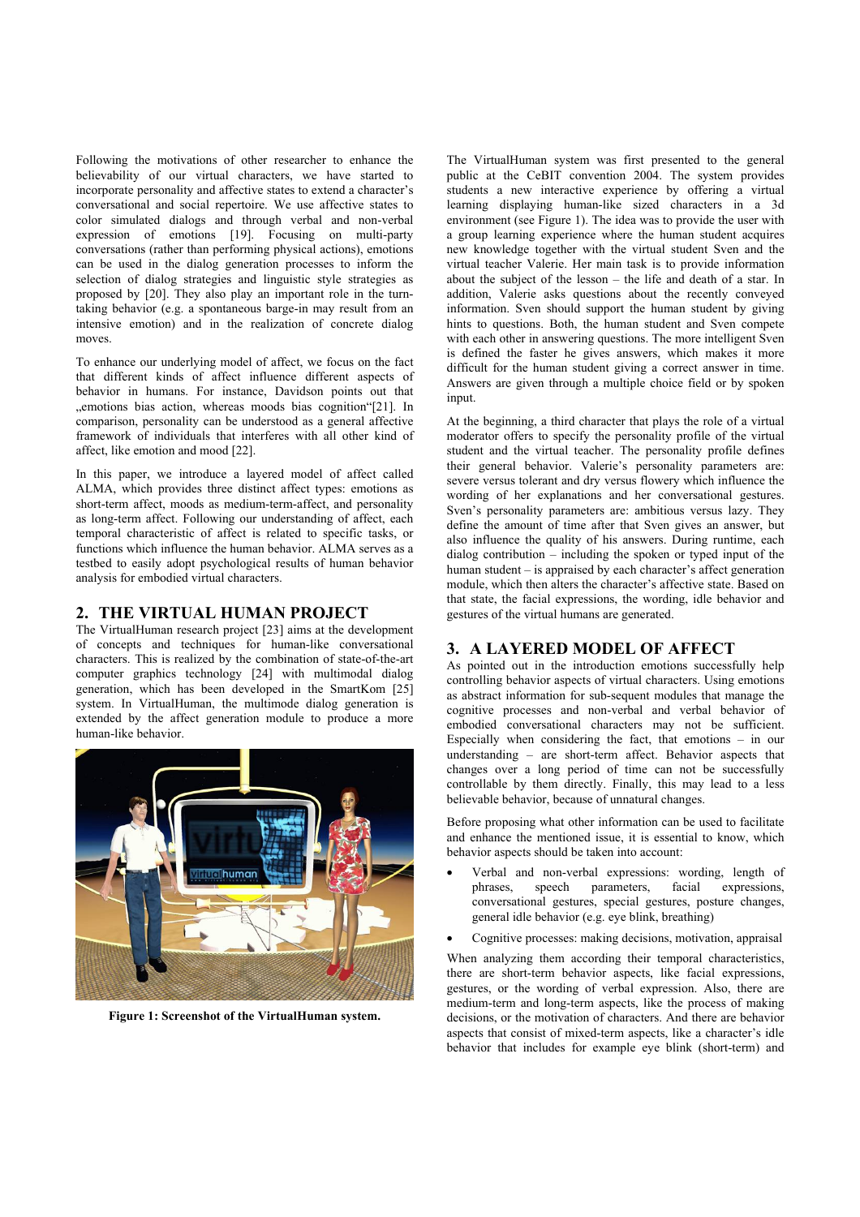Following the motivations of other researcher to enhance the believability of our virtual characters, we have started to incorporate personality and affective states to extend a character's conversational and social repertoire. We use affective states to color simulated dialogs and through verbal and non-verbal expression of emotions [19]. Focusing on multi-party conversations (rather than performing physical actions), emotions can be used in the dialog generation processes to inform the selection of dialog strategies and linguistic style strategies as proposed by [20]. They also play an important role in the turn-taking behavior (e.g. a spontaneous barge-in may result from an intensive emotion) and in the realization of concrete dialog moves.

To enhance our underlying model of affect, we focus on the fact that different kinds of affect influence different aspects of behavior in humans. For instance, Davidson points out that „emotions bias action, whereas moods bias cognition"[21]. In comparison, personality can be understood as a general affective framework of individuals that interferes with all other kind of affect, like emotion and mood [22].

In this paper, we introduce a layered model of affect called ALMA, which provides three distinct affect types: emotions as short-term affect, moods as medium-term-affect, and personality as long-term affect. Following our understanding of affect, each temporal characteristic of affect is related to specific tasks, or functions which influence the human behavior. ALMA serves as a testbed to easily adopt psychological results of human behavior analysis for embodied virtual characters.

## 2. THE VIRTUAL HUMAN PROJECT

The VirtualHuman research project [23] aims at the development of concepts and techniques for human-like conversational characters. This is realized by the combination of state-of-the-art computer graphics technology [24] with multimodal dialog generation, which has been developed in the SmartKom [25] system. In VirtualHuman, the multimode dialog generation is extended by the affect generation module to produce a more human-like behavior.

**Figure 1: Screenshot of the VirtualHuman system.**

The VirtualHuman system was first presented to the general public at the CeBIT convention 2004. The system provides students a new interactive experience by offering a virtual learning displaying human-like sized characters in a 3d environment (see Figure 1). The idea was to provide the user with a group learning experience where the human student acquires new knowledge together with the virtual student Sven and the virtual teacher Valerie. Her main task is to provide information about the subject of the lesson – the life and death of a star. In addition, Valerie asks questions about the recently conveyed information. Sven should support the human student by giving hints to questions. Both, the human student and Sven compete with each other in answering questions. The more intelligent Sven is defined the faster he gives answers, which makes it more difficult for the human student giving a correct answer in time. Answers are given through a multiple choice field or by spoken input.

At the beginning, a third character that plays the role of a virtual moderator offers to specify the personality profile of the virtual student and the virtual teacher. The personality profile defines their general behavior. Valerie's personality parameters are: severe versus tolerant and dry versus flowery which influence the wording of her explanations and her conversational gestures. Sven's personality parameters are: ambitious versus lazy. They define the amount of time after that Sven gives an answer, but also influence the quality of his answers. During runtime, each dialog contribution – including the spoken or typed input of the human student – is appraised by each character's affect generation module, which then alters the character's affective state. Based on that state, the facial expressions, the wording, idle behavior and gestures of the virtual humans are generated.

## 3. A LAYERED MODEL OF AFFECT

As pointed out in the introduction emotions successfully help controlling behavior aspects of virtual characters. Using emotions as abstract information for sub-sequent modules that manage the cognitive processes and non-verbal and verbal behavior of embodied conversational characters may not be sufficient. Especially when considering the fact, that emotions – in our understanding – are short-term affect. Behavior aspects that changes over a long period of time can not be successfully controllable by them directly. Finally, this may lead to a less believable behavior, because of unnatural changes.

Before proposing what other information can be used to facilitate and enhance the mentioned issue, it is essential to know, which behavior aspects should be taken into account:

- Verbal and non-verbal expressions: wording, length of phrases, speech parameters, facial expressions, conversational gestures, special gestures, posture changes, general idle behavior (e.g. eye blink, breathing)
- Cognitive processes: making decisions, motivation, appraisal

When analyzing them according their temporal characteristics, there are short-term behavior aspects, like facial expressions, gestures, or the wording of verbal expression. Also, there are medium-term and long-term aspects, like the process of making decisions, or the motivation of characters. And there are behavior aspects that consist of mixed-term aspects, like a character's idle behavior that includes for example eye blink (short-term) and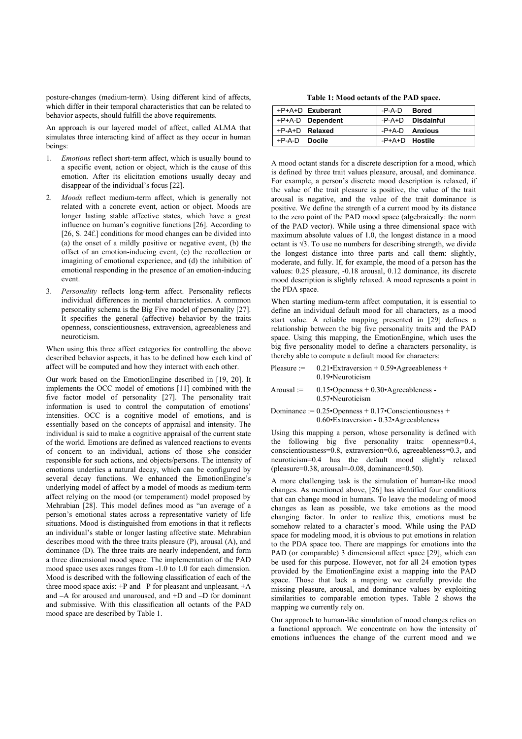posture-changes (medium-term). Using different kind of affects, which differ in their temporal characteristics that can be related to behavior aspects, should fulfill the above requirements.

An approach is our layered model of affect, called ALMA that simulates three interacting kind of affect as they occur in human beings:

1. *Emotions* reflect short-term affect, which is usually bound to a specific event, action or object, which is the cause of this emotion. After its elicitation emotions usually decay and disappear of the individual's focus [22].
2. *Moods* reflect medium-term affect, which is generally not related with a concrete event, action or object. Moods are longer lasting stable affective states, which have a great influence on human's cognitive functions [26]. According to [26, S. 24f.] conditions for mood changes can be divided into (a) the onset of a mildly positive or negative event, (b) the offset of an emotion-inducing event, (c) the recollection or imagining of emotional experience, and (d) the inhibition of emotional responding in the presence of an emotion-inducing event.
3. *Personality* reflects long-term affect. Personality reflects individual differences in mental characteristics. A common personality schema is the Big Five model of personality [27]. It specifies the general (affective) behavior by the traits openness, conscientiousness, extraversion, agreeableness and neuroticism.

When using this three affect categories for controlling the above described behavior aspects, it has to be defined how each kind of affect will be computed and how they interact with each other.

Our work based on the EmotionEngine described in [19, 20]. It implements the OCC model of emotions [11] combined with the five factor model of personality [27]. The personality trait information is used to control the computation of emotions' intensities. OCC is a cognitive model of emotions, and is essentially based on the concepts of appraisal and intensity. The individual is said to make a cognitive appraisal of the current state of the world. Emotions are defined as valenced reactions to events of concern to an individual, actions of those s/he consider responsible for such actions, and objects/persons. The intensity of emotions underlies a natural decay, which can be configured by several decay functions. We enhanced the EmotionEngine's underlying model of affect by a model of moods as medium-term affect relying on the mood (or temperament) model proposed by Mehrabian [28]. This model defines mood as "an average of a person's emotional states across a representative variety of life situations. Mood is distinguished from emotions in that it reflects an individual's stable or longer lasting affective state. Mehrabian describes mood with the three traits pleasure (P), arousal (A), and dominance (D). The three traits are nearly independent, and form a three dimensional mood space. The implementation of the PAD mood space uses axes ranges from -1.0 to 1.0 for each dimension. Mood is described with the following classification of each of the three mood space axis: +P and –P for pleasant and unpleasant, +A and –A for aroused and unaroused, and +D and –D for dominant and submissive. With this classification all octants of the PAD mood space are described by Table 1.

**Table 1: Mood octants of the PAD space.**

| Octant | Mood | Octant | Mood |
|---|---|---|---|
| +P+A+D | **Exuberant** | -P-A-D | **Bored** |
| +P+A-D | **Dependent** | -P-A+D | **Disdainful** |
| +P-A+D | **Relaxed** | -P+A-D | **Anxious** |
| +P-A-D | **Docile** | -P+A+D | **Hostile** |

A mood octant stands for a discrete description for a mood, which is defined by three trait values pleasure, arousal, and dominance. For example, a person's discrete mood description is relaxed, if the value of the trait pleasure is positive, the value of the trait arousal is negative, and the value of the trait dominance is positive. We define the strength of a current mood by its distance to the zero point of the PAD mood space (algebraically: the norm of the PAD vector). While using a three dimensional space with maximum absolute values of 1.0, the longest distance in a mood octant is $\sqrt{3}$. To use no numbers for describing strength, we divide the longest distance into three parts and call them: slightly, moderate, and fully. If, for example, the mood of a person has the values: 0.25 pleasure, -0.18 arousal, 0.12 dominance, its discrete mood description is slightly relaxed. A mood represents a point in the PDA space.

When starting medium-term affect computation, it is essential to define an individual default mood for all characters, as a mood start value. A reliable mapping presented in [29] defines a relationship between the big five personality traits and the PAD space. Using this mapping, the EmotionEngine, which uses the big five personality model to define a characters personality, is thereby able to compute a default mood for characters:

Pleasure := 0.21•Extraversion + 0.59•Agreeableness + 0.19•Neuroticism

Arousal := 0.15•Openness + 0.30•Agreeableness - 0.57•Neuroticism

Dominance := 0.25•Openness + 0.17•Conscientiousness + 0.60•Extraversion - 0.32•Agreeableness

Using this mapping a person, whose personality is defined with the following big five personality traits: openness=0.4, conscientiousness=0.8, extraversion=0.6, agreeableness=0.3, and neuroticism=0.4 has the default mood slightly relaxed (pleasure=0.38, arousal=-0.08, dominance=0.50).

A more challenging task is the simulation of human-like mood changes. As mentioned above, [26] has identified four conditions that can change mood in humans. To leave the modeling of mood changes as lean as possible, we take emotions as the mood changing factor. In order to realize this, emotions must be somehow related to a character's mood. While using the PAD space for modeling mood, it is obvious to put emotions in relation to the PDA space too. There are mappings for emotions into the PAD (or comparable) 3 dimensional affect space [29], which can be used for this purpose. However, not for all 24 emotion types provided by the EmotionEngine exist a mapping into the PAD space. Those that lack a mapping we carefully provide the missing pleasure, arousal, and dominance values by exploiting similarities to comparable emotion types. Table 2 shows the mapping we currently rely on.

Our approach to human-like simulation of mood changes relies on a functional approach. We concentrate on how the intensity of emotions influences the change of the current mood and we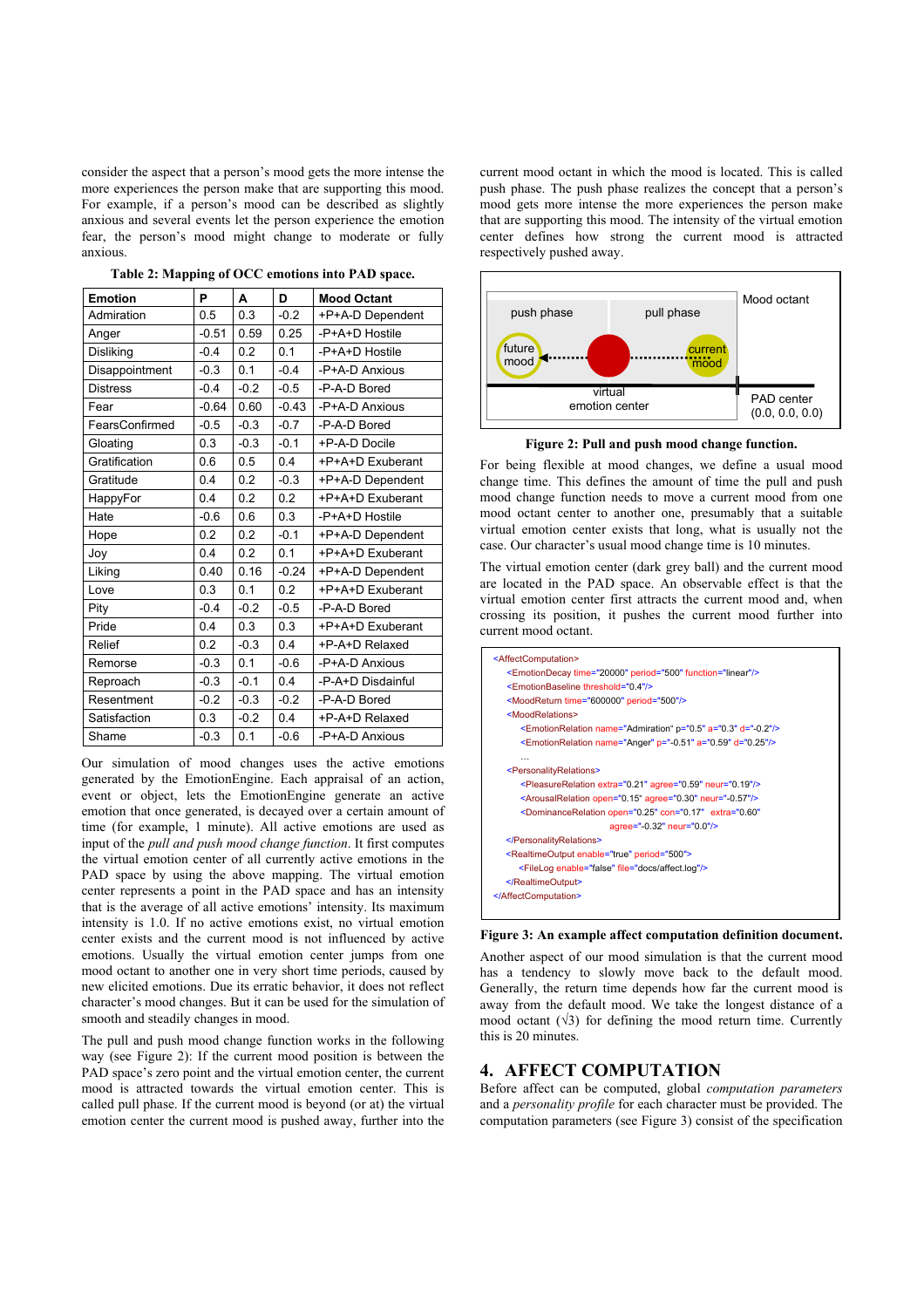consider the aspect that a person's mood gets the more intense the more experiences the person make that are supporting this mood. For example, if a person's mood can be described as slightly anxious and several events let the person experience the emotion fear, the person's mood might change to moderate or fully anxious.

**Table 2: Mapping of OCC emotions into PAD space.**

| Emotion | P | A | D | Mood Octant |
|---|---|---|---|---|
| Admiration | 0.5 | 0.3 | -0.2 | +P+A-D Dependent |
| Anger | -0.51 | 0.59 | 0.25 | -P+A+D Hostile |
| Disliking | -0.4 | 0.2 | 0.1 | -P+A+D Hostile |
| Disappointment | -0.3 | 0.1 | -0.4 | -P+A-D Anxious |
| Distress | -0.4 | -0.2 | -0.5 | -P-A-D Bored |
| Fear | -0.64 | 0.60 | -0.43 | -P+A-D Anxious |
| FearsConfirmed | -0.5 | -0.3 | -0.7 | -P-A-D Bored |
| Gloating | 0.3 | -0.3 | -0.1 | +P-A+D Docile |
| Gratification | 0.6 | 0.5 | 0.4 | +P+A+D Exuberant |
| Gratitude | 0.4 | 0.2 | -0.3 | +P+A-D Dependent |
| HappyFor | 0.4 | 0.2 | 0.2 | +P+A+D Exuberant |
| Hate | -0.6 | 0.6 | 0.3 | -P+A+D Hostile |
| Hope | 0.2 | 0.2 | -0.1 | +P+A-D Dependent |
| Joy | 0.4 | 0.2 | 0.1 | +P+A+D Exuberant |
| Liking | 0.40 | 0.16 | -0.24 | +P+A-D Dependent |
| Love | 0.3 | 0.1 | 0.2 | +P+A+D Exuberant |
| Pity | -0.4 | -0.2 | -0.5 | -P-A-D Bored |
| Pride | 0.4 | 0.3 | 0.3 | +P+A+D Exuberant |
| Relief | 0.2 | -0.3 | 0.4 | +P-A+D Relaxed |
| Remorse | -0.3 | 0.1 | -0.6 | -P+A-D Anxious |
| Reproach | -0.3 | -0.1 | 0.4 | -P-A+D Disdainful |
| Resentment | -0.2 | -0.3 | -0.2 | -P-A-D Bored |
| Satisfaction | 0.3 | -0.2 | 0.4 | +P-A+D Relaxed |
| Shame | -0.3 | 0.1 | -0.6 | -P+A-D Anxious |

Our simulation of mood changes uses the active emotions generated by the EmotionEngine. Each appraisal of an action, event or object, lets the EmotionEngine generate an active emotion that once generated, is decayed over a certain amount of time (for example, 1 minute). All active emotions are used as input of the *pull and push mood change function*. It first computes the virtual emotion center of all currently active emotions in the PAD space by using the above mapping. The virtual emotion center represents a point in the PAD space and has an intensity that is the average of all active emotions' intensity. Its maximum intensity is 1.0. If no active emotions exist, no virtual emotion center exists and the current mood is not influenced by active emotions. Usually the virtual emotion center jumps from one mood octant to another one in very short time periods, caused by new elicited emotions. Due its erratic behavior, it does not reflect character's mood changes. But it can be used for the simulation of smooth and steadily changes in mood.

The pull and push mood change function works in the following way (see Figure 2): If the current mood position is between the PAD space's zero point and the virtual emotion center, the current mood is attracted towards the virtual emotion center. This is called pull phase. If the current mood is beyond (or at) the virtual emotion center the current mood is pushed away, further into the current mood octant in which the mood is located. This is called push phase. The push phase realizes the concept that a person's mood gets more intense the more experiences the person make that are supporting this mood. The intensity of the virtual emotion center defines how strong the current mood is attracted respectively pushed away.

**Figure 2: Pull and push mood change function.**

For being flexible at mood changes, we define a usual mood change time. This defines the amount of time the pull and push mood change function needs to move a current mood from one mood octant center to another one, presumably that a suitable virtual emotion center exists that long, what is usually not the case. Our character's usual mood change time is 10 minutes.

The virtual emotion center (dark grey ball) and the current mood are located in the PAD space. An observable effect is that the virtual emotion center first attracts the current mood and, when crossing its position, it pushes the current mood further into current mood octant.

```
<AffectComputation>
    <EmotionDecay time="20000" period="500" function="linear"/>
    <EmotionBaseline threshold="0.4"/>
    <MoodReturn time="600000" period="500"/>
    <MoodRelations>
        <EmotionRelation name="Admiration" p="0.5" a="0.3" d="-0.2"/>
        <EmotionRelation name="Anger" p="-0.51" a="0.59" d="0.25"/>
        ...
    <PersonalityRelations>
        <PleasureRelation extra="0.21" agree="0.59" neur="0.19"/>
        <ArousalRelation open="0.15" agree="0.30" neur="-0.57"/>
        <DominanceRelation open="0.25" con="0.17" extra="0.60"
                    agree="-0.32" neur="0.0"/>
    </PersonalityRelations>
    <RealtimeOutput enable="true" period="500">
        <FileLog enable="false" file="docs/affect.log"/>
    </RealtimeOutput>
</AffectComputation>
```

**Figure 3: An example affect computation definition document.**

Another aspect of our mood simulation is that the current mood has a tendency to slowly move back to the default mood. Generally, the return time depends how far the current mood is away from the default mood. We take the longest distance of a mood octant ($\sqrt{3}$) for defining the mood return time. Currently this is 20 minutes.

## 4. AFFECT COMPUTATION

Before affect can be computed, global *computation parameters* and a *personality profile* for each character must be provided. The computation parameters (see Figure 3) consist of the specification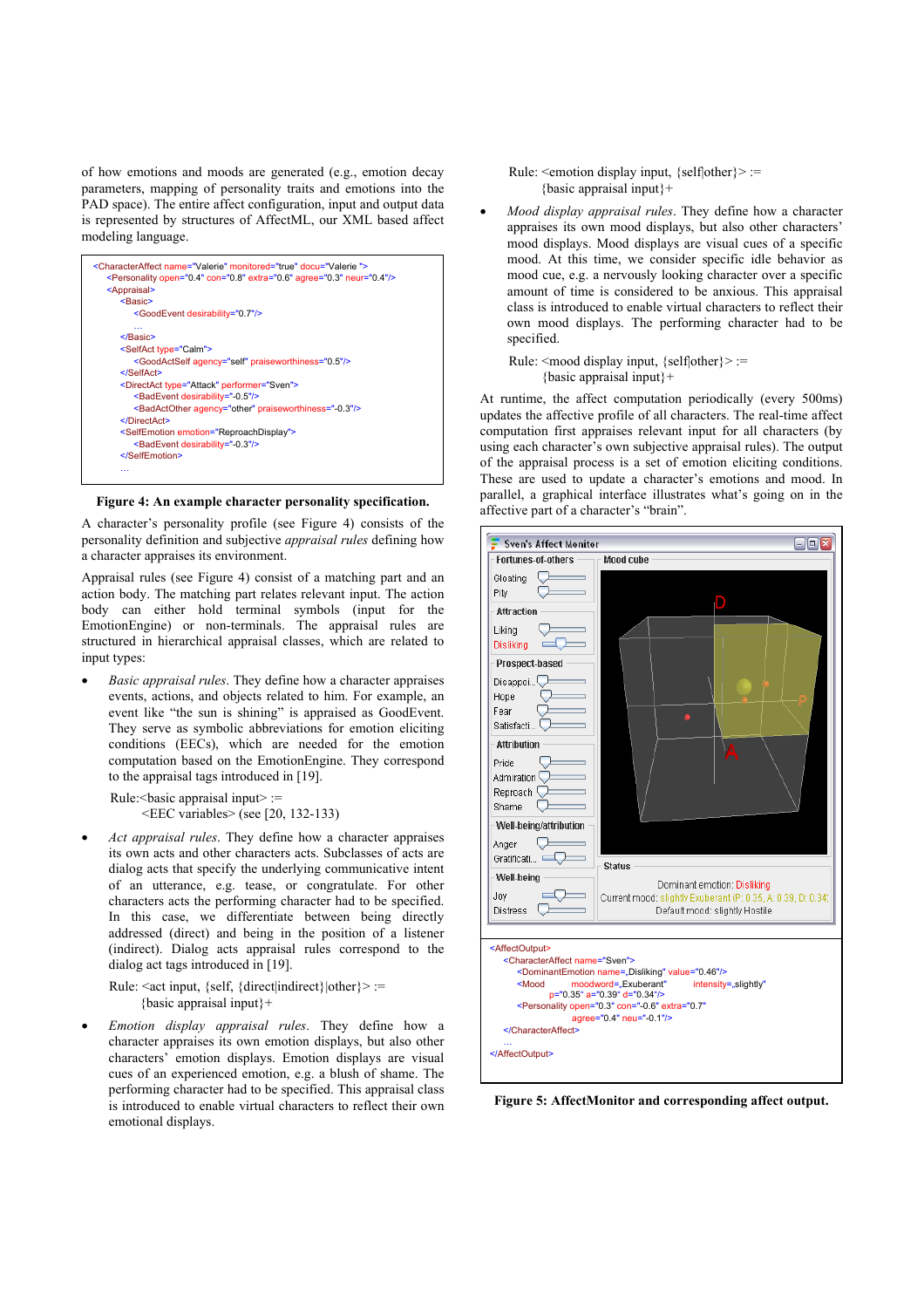of how emotions and moods are generated (e.g., emotion decay parameters, mapping of personality traits and emotions into the PAD space). The entire affect configuration, input and output data is represented by structures of AffectML, our XML based affect modeling language.

```
<CharacterAffect name="Valerie" monitored="true" docu="Valerie ">
  <Personality open="0.4" con="0.8" extra="0.6" agree="0.3" neur="0.4"/>
  <Appraisal>
    <Basic>
      <GoodEvent desirability="0.7"/>
      …
    </Basic>
    <SelfAct type="Calm">
      <GoodActSelf agency="self" praiseworthiness="0.5"/>
    </SelfAct>
    <DirectAct type="Attack" performer="Sven">
      <BadEvent desirability="-0.5"/>
      <BadActOther agency="other" praiseworthiness="-0.3"/>
    </DirectAct>
    <SelfEmotion emotion="ReproachDisplay">
      <BadEvent desirability="-0.3"/>
    </SelfEmotion>
    …
```

**Figure 4: An example character personality specification.**

A character's personality profile (see Figure 4) consists of the personality definition and subjective *appraisal rules* defining how a character appraises its environment.

Appraisal rules (see Figure 4) consist of a matching part and an action body. The matching part relates relevant input. The action body can either hold terminal symbols (input for the EmotionEngine) or non-terminals. The appraisal rules are structured in hierarchical appraisal classes, which are related to input types:

- *Basic appraisal rules*. They define how a character appraises events, actions, and objects related to him. For example, an event like "the sun is shining" is appraised as GoodEvent. They serve as symbolic abbreviations for emotion eliciting conditions (EECs), which are needed for the emotion computation based on the EmotionEngine. They correspond to the appraisal tags introduced in [19].

  Rule:<basic appraisal input> :=
  <EEC variables> (see [20, 132-133)

- *Act appraisal rules*. They define how a character appraises its own acts and other characters acts. Subclasses of acts are dialog acts that specify the underlying communicative intent of an utterance, e.g. tease, or congratulate. For other characters acts the performing character had to be specified. In this case, we differentiate between being directly addressed (direct) and being in the position of a listener (indirect). Dialog acts appraisal rules correspond to the dialog act tags introduced in [19].

  Rule: <act input, {self, {direct|indirect}|other}> :=
  {basic appraisal input}+

- *Emotion display appraisal rules*. They define how a character appraises its own emotion displays, but also other characters' emotion displays. Emotion displays are visual cues of an experienced emotion, e.g. a blush of shame. The performing character had to be specified. This appraisal class is introduced to enable virtual characters to reflect their own emotional displays.

  Rule: <emotion display input, {self|other}> :=
  {basic appraisal input}+

- *Mood display appraisal rules*. They define how a character appraises its own mood displays, but also other characters' mood displays. Mood displays are visual cues of a specific mood. At this time, we consider specific idle behavior as mood cue, e.g. a nervously looking character over a specific amount of time is considered to be anxious. This appraisal class is introduced to enable virtual characters to reflect their own mood displays. The performing character had to be specified.

  Rule: <mood display input, {self|other}> :=
  {basic appraisal input}+

At runtime, the affect computation periodically (every 500ms) updates the affective profile of all characters. The real-time affect computation first appraises relevant input for all characters (by using each character's own subjective appraisal rules). The output of the appraisal process is a set of emotion eliciting conditions. These are used to update a character's emotions and mood. In parallel, a graphical interface illustrates what's going on in the affective part of a character's "brain".

Sven's Affect Monitor

Fortunes-of-others: Gloating, Pity
Attraction: Liking, Disliking
Prospect-based: Disappoi.., Hope, Fear, Satisfacti..
Attribution: Pride, Admiration, Reproach, Shame
Well-being/attribution: Anger, Gratificati..
Well-being: Joy, Distress

Mood cube
D
P
A

Status
Dominant emotion: Disliking
Current mood: slightly Exuberant (P: 0.35, A: 0.39, D: 0.34)
Default mood: slightly Hostile

```
<AffectOutput>
  <CharacterAffect name="Sven">
    <DominantEmotion name=„Disliking" value="0.46"/>
    <Mood      moodword=„Exuberant"      intensity=„slightly"
        p="0.35" a="0.39" d="0.34"/>
    <Personality open="0.3" con="-0.6" extra="0.7"
        agree="0.4" neu="-0.1"/>
  </CharacterAffect>
  …
</AffectOutput>
```

**Figure 5: AffectMonitor and corresponding affect output.**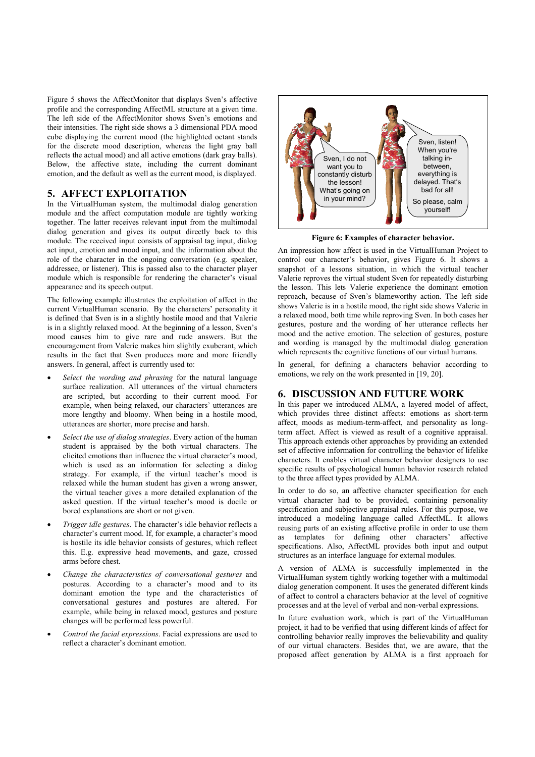Figure 5 shows the AffectMonitor that displays Sven's affective profile and the corresponding AffectML structure at a given time. The left side of the AffectMonitor shows Sven's emotions and their intensities. The right side shows a 3 dimensional PDA mood cube displaying the current mood (the highlighted octant stands for the discrete mood description, whereas the light gray ball reflects the actual mood) and all active emotions (dark gray balls). Below, the affective state, including the current dominant emotion, and the default as well as the current mood, is displayed.

## 5. AFFECT EXPLOITATION

In the VirtualHuman system, the multimodal dialog generation module and the affect computation module are tightly working together. The latter receives relevant input from the multimodal dialog generation and gives its output directly back to this module. The received input consists of appraisal tag input, dialog act input, emotion and mood input, and the information about the role of the character in the ongoing conversation (e.g. speaker, addressee, or listener). This is passed also to the character player module which is responsible for rendering the character's visual appearance and its speech output.

The following example illustrates the exploitation of affect in the current VirtualHuman scenario. By the characters' personality it is defined that Sven is in a slightly hostile mood and that Valerie is in a slightly relaxed mood. At the beginning of a lesson, Sven's mood causes him to give rare and rude answers. But the encouragement from Valerie makes him slightly exuberant, which results in the fact that Sven produces more and more friendly answers. In general, affect is currently used to:

- *Select the wording and phrasing* for the natural language surface realization. All utterances of the virtual characters are scripted, but according to their current mood. For example, when being relaxed, our characters' utterances are more lengthy and bloomy. When being in a hostile mood, utterances are shorter, more precise and harsh.
- *Select the use of dialog strategies*. Every action of the human student is appraised by the both virtual characters. The elicited emotions than influence the virtual character's mood, which is used as an information for selecting a dialog strategy. For example, if the virtual teacher's mood is relaxed while the human student has given a wrong answer, the virtual teacher gives a more detailed explanation of the asked question. If the virtual teacher's mood is docile or bored explanations are short or not given.
- *Trigger idle gestures*. The character's idle behavior reflects a character's current mood. If, for example, a character's mood is hostile its idle behavior consists of gestures, which reflect this. E.g. expressive head movements, and gaze, crossed arms before chest.
- *Change the characteristics of conversational gestures* and postures. According to a character's mood and to its dominant emotion the type and the characteristics of conversational gestures and postures are altered. For example, while being in relaxed mood, gestures and posture changes will be performed less powerful.
- *Control the facial expressions*. Facial expressions are used to reflect a character's dominant emotion.

**Figure 6: Examples of character behavior.**

An impression how affect is used in the VirtualHuman Project to control our character's behavior, gives Figure 6. It shows a snapshot of a lessons situation, in which the virtual teacher Valerie reproves the virtual student Sven for repeatedly disturbing the lesson. This lets Valerie experience the dominant emotion reproach, because of Sven's blameworthy action. The left side shows Valerie is in a hostile mood, the right side shows Valerie in a relaxed mood, both time while reproving Sven. In both cases her gestures, posture and the wording of her utterance reflects her mood and the active emotion. The selection of gestures, posture and wording is managed by the multimodal dialog generation which represents the cognitive functions of our virtual humans.

In general, for defining a characters behavior according to emotions, we rely on the work presented in [19, 20].

## 6. DISCUSSION AND FUTURE WORK

In this paper we introduced ALMA, a layered model of affect, which provides three distinct affects: emotions as short-term affect, moods as medium-term-affect, and personality as long-term affect. Affect is viewed as result of a cognitive appraisal. This approach extends other approaches by providing an extended set of affective information for controlling the behavior of lifelike characters. It enables virtual character behavior designers to use specific results of psychological human behavior research related to the three affect types provided by ALMA.

In order to do so, an affective character specification for each virtual character had to be provided, containing personality specification and subjective appraisal rules. For this purpose, we introduced a modeling language called AffectML. It allows reusing parts of an existing affective profile in order to use them as templates for defining other characters' affective specifications. Also, AffectML provides both input and output structures as an interface language for external modules.

A version of ALMA is successfully implemented in the VirtualHuman system tightly working together with a multimodal dialog generation component. It uses the generated different kinds of affect to control a characters behavior at the level of cognitive processes and at the level of verbal and non-verbal expressions.

In future evaluation work, which is part of the VirtualHuman project, it had to be verified that using different kinds of affect for controlling behavior really improves the believability and quality of our virtual characters. Besides that, we are aware, that the proposed affect generation by ALMA is a first approach for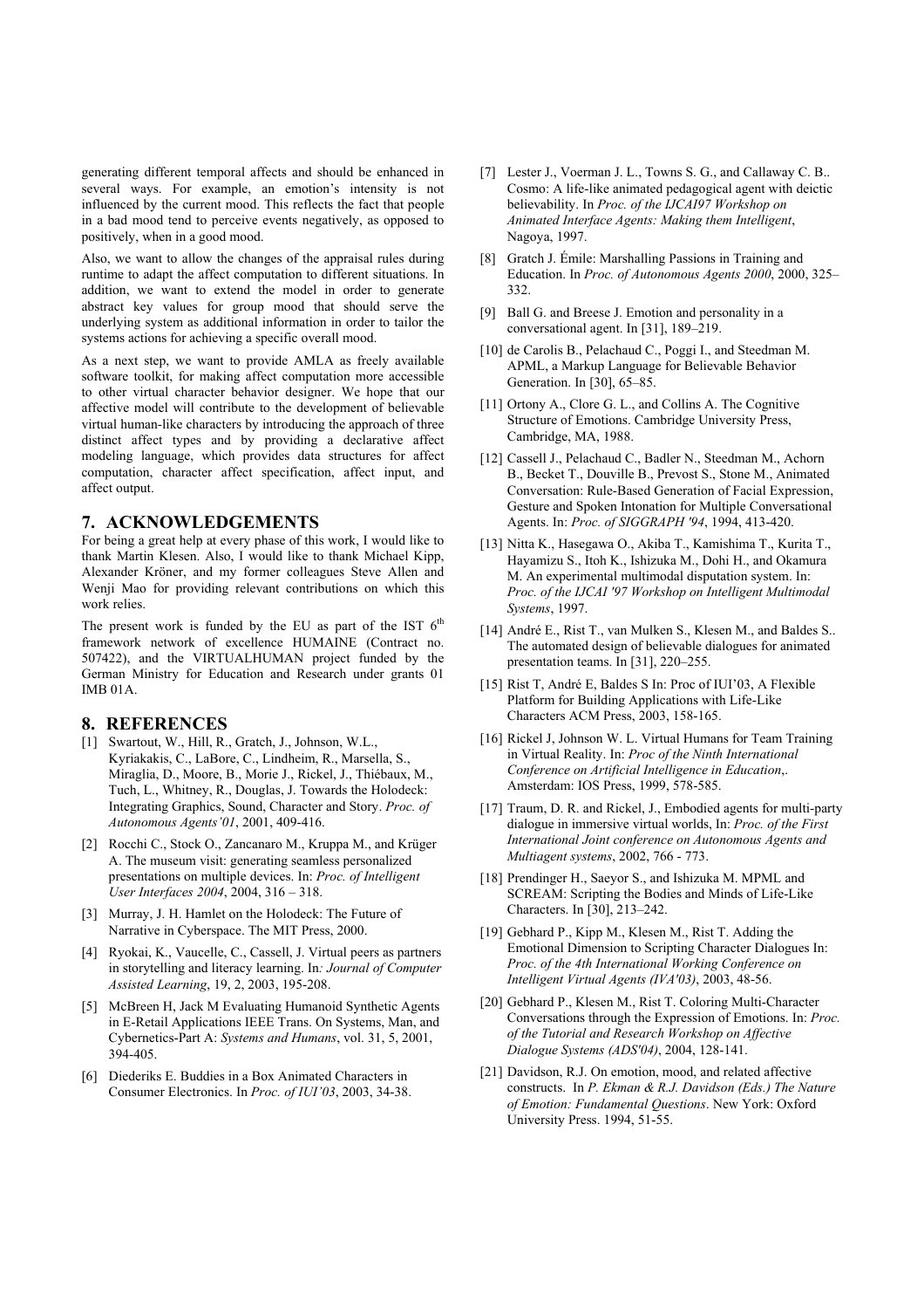generating different temporal affects and should be enhanced in several ways. For example, an emotion's intensity is not influenced by the current mood. This reflects the fact that people in a bad mood tend to perceive events negatively, as opposed to positively, when in a good mood.

Also, we want to allow the changes of the appraisal rules during runtime to adapt the affect computation to different situations. In addition, we want to extend the model in order to generate abstract key values for group mood that should serve the underlying system as additional information in order to tailor the systems actions for achieving a specific overall mood.

As a next step, we want to provide AMLA as freely available software toolkit, for making affect computation more accessible to other virtual character behavior designer. We hope that our affective model will contribute to the development of believable virtual human-like characters by introducing the approach of three distinct affect types and by providing a declarative affect modeling language, which provides data structures for affect computation, character affect specification, affect input, and affect output.

## 7. ACKNOWLEDGEMENTS

For being a great help at every phase of this work, I would like to thank Martin Klesen. Also, I would like to thank Michael Kipp, Alexander Kröner, and my former colleagues Steve Allen and Wenji Mao for providing relevant contributions on which this work relies.

The present work is funded by the EU as part of the IST 6[th] framework network of excellence HUMAINE (Contract no. 507422), and the VIRTUALHUMAN project funded by the German Ministry for Education and Research under grants 01 IMB 01A.

## 8. REFERENCES

[1] Swartout, W., Hill, R., Gratch, J., Johnson, W.L., Kyriakakis, C., LaBore, C., Lindheim, R., Marsella, S., Miraglia, D., Moore, B., Morie J., Rickel, J., Thiébaux, M., Tuch, L., Whitney, R., Douglas, J. Towards the Holodeck: Integrating Graphics, Sound, Character and Story. *Proc. of Autonomous Agents'01*, 2001, 409-416.

[2] Rocchi C., Stock O., Zancanaro M., Kruppa M., and Krüger A. The museum visit: generating seamless personalized presentations on multiple devices. In: *Proc. of Intelligent User Interfaces 2004*, 2004, 316 – 318.

[3] Murray, J. H. Hamlet on the Holodeck: The Future of Narrative in Cyberspace. The MIT Press, 2000.

[4] Ryokai, K., Vaucelle, C., Cassell, J. Virtual peers as partners in storytelling and literacy learning. In*: Journal of Computer Assisted Learning*, 19, 2, 2003, 195-208.

[5] McBreen H, Jack M Evaluating Humanoid Synthetic Agents in E-Retail Applications IEEE Trans. On Systems, Man, and Cybernetics-Part A: *Systems and Humans*, vol. 31, 5, 2001, 394-405.

[6] Diederiks E. Buddies in a Box Animated Characters in Consumer Electronics. In *Proc. of IUI'03*, 2003, 34-38.

[7] Lester J., Voerman J. L., Towns S. G., and Callaway C. B.. Cosmo: A life-like animated pedagogical agent with deictic believability. In *Proc. of the IJCAI97 Workshop on Animated Interface Agents: Making them Intelligent*, Nagoya, 1997.

[8] Gratch J. Émile: Marshalling Passions in Training and Education. In *Proc. of Autonomous Agents 2000*, 2000, 325–332.

[9] Ball G. and Breese J. Emotion and personality in a conversational agent. In [31], 189–219.

[10] de Carolis B., Pelachaud C., Poggi I., and Steedman M. APML, a Markup Language for Believable Behavior Generation. In [30], 65–85.

[11] Ortony A., Clore G. L., and Collins A. The Cognitive Structure of Emotions. Cambridge University Press, Cambridge, MA, 1988.

[12] Cassell J., Pelachaud C., Badler N., Steedman M., Achorn B., Becket T., Douville B., Prevost S., Stone M., Animated Conversation: Rule-Based Generation of Facial Expression, Gesture and Spoken Intonation for Multiple Conversational Agents. In: *Proc. of SIGGRAPH '94*, 1994, 413-420.

[13] Nitta K., Hasegawa O., Akiba T., Kamishima T., Kurita T., Hayamizu S., Itoh K., Ishizuka M., Dohi H., and Okamura M. An experimental multimodal disputation system. In: *Proc. of the IJCAI '97 Workshop on Intelligent Multimodal Systems*, 1997.

[14] André E., Rist T., van Mulken S., Klesen M., and Baldes S.. The automated design of believable dialogues for animated presentation teams. In [31], 220–255.

[15] Rist T, André E, Baldes S In: Proc of IUI'03, A Flexible Platform for Building Applications with Life-Like Characters ACM Press, 2003, 158-165.

[16] Rickel J, Johnson W. L. Virtual Humans for Team Training in Virtual Reality. In: *Proc of the Ninth International Conference on Artificial Intelligence in Education*,. Amsterdam: IOS Press, 1999, 578-585.

[17] Traum, D. R. and Rickel, J., Embodied agents for multi-party dialogue in immersive virtual worlds, In: *Proc. of the First International Joint conference on Autonomous Agents and Multiagent systems*, 2002, 766 - 773.

[18] Prendinger H., Saeyor S., and Ishizuka M. MPML and SCREAM: Scripting the Bodies and Minds of Life-Like Characters. In [30], 213–242.

[19] Gebhard P., Kipp M., Klesen M., Rist T. Adding the Emotional Dimension to Scripting Character Dialogues In: *Proc. of the 4th International Working Conference on Intelligent Virtual Agents (IVA'03)*, 2003, 48-56.

[20] Gebhard P., Klesen M., Rist T. Coloring Multi-Character Conversations through the Expression of Emotions. In: *Proc. of the Tutorial and Research Workshop on Affective Dialogue Systems (ADS'04)*, 2004, 128-141.

[21] Davidson, R.J. On emotion, mood, and related affective constructs. In *P. Ekman & R.J. Davidson (Eds.) The Nature of Emotion: Fundamental Questions*. New York: Oxford University Press. 1994, 51-55.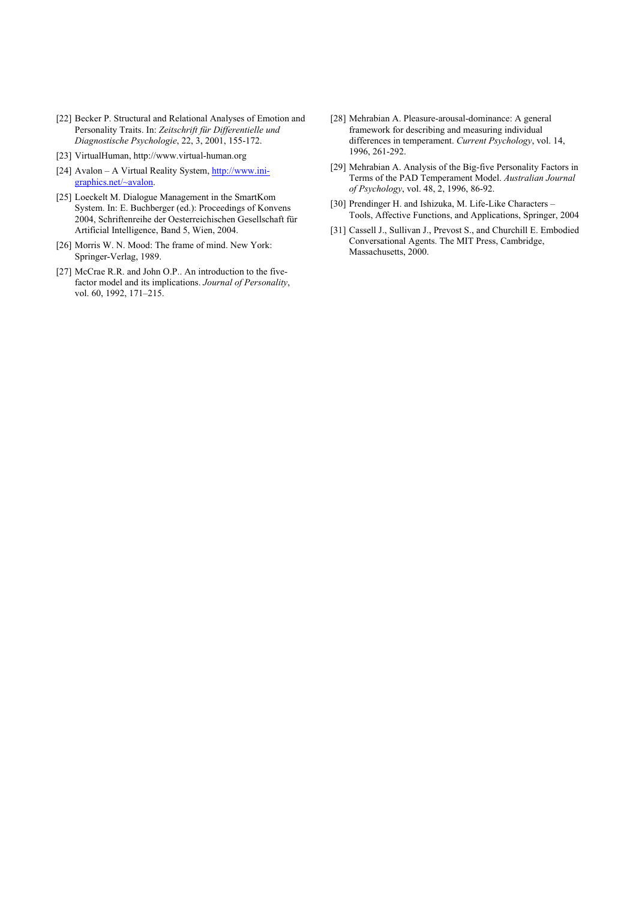[22] Becker P. Structural and Relational Analyses of Emotion and Personality Traits. In: *Zeitschrift für Differentielle und Diagnostische Psychologie*, 22, 3, 2001, 155-172.

[23] VirtualHuman, http://www.virtual-human.org

[24] Avalon – A Virtual Reality System, http://www.ini-graphics.net/~avalon.

[25] Loeckelt M. Dialogue Management in the SmartKom System. In: E. Buchberger (ed.): Proceedings of Konvens 2004, Schriftenreihe der Oesterreichischen Gesellschaft für Artificial Intelligence, Band 5, Wien, 2004.

[26] Morris W. N. Mood: The frame of mind. New York: Springer-Verlag, 1989.

[27] McCrae R.R. and John O.P.. An introduction to the five-factor model and its implications. *Journal of Personality*, vol. 60, 1992, 171–215.

[28] Mehrabian A. Pleasure-arousal-dominance: A general framework for describing and measuring individual differences in temperament. *Current Psychology*, vol. 14, 1996, 261-292.

[29] Mehrabian A. Analysis of the Big-five Personality Factors in Terms of the PAD Temperament Model. *Australian Journal of Psychology*, vol. 48, 2, 1996, 86-92.

[30] Prendinger H. and Ishizuka, M. Life-Like Characters – Tools, Affective Functions, and Applications, Springer, 2004

[31] Cassell J., Sullivan J., Prevost S., and Churchill E. Embodied Conversational Agents. The MIT Press, Cambridge, Massachusetts, 2000.